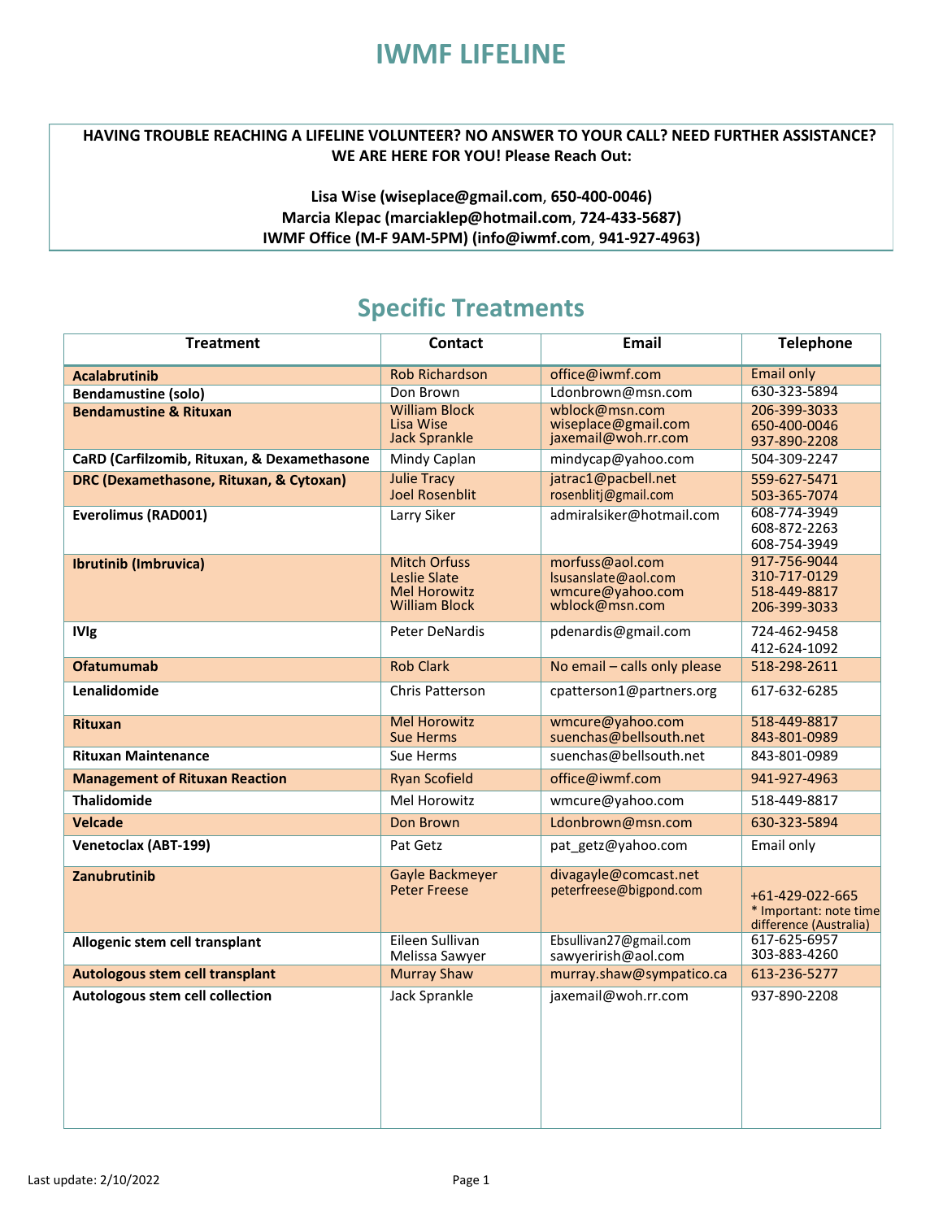# IWMF LIFELINE

**HAVING TROUBLE REACHING A LIFELINE VOLUNTEER? NO ANSWER TO YOUR CALL? NEED FURTHER ASSISTANCE? WE ARE HERE FOR YOU! Please Reach Out:**

**Lisa Wise (wiseplace@gmail.com, 650-400-0046)**
**Marcia Klepac (marciaklep@hotmail.com, 724-433-5687)**
**IWMF Office (M-F 9AM-5PM) (info@iwmf.com, 941-927-4963)**

## Specific Treatments

| Treatment | Contact | Email | Telephone |
|---|---|---|---|
| **Acalabrutinib** | Rob Richardson | office@iwmf.com | Email only |
| **Bendamustine (solo)** | Don Brown | Ldonbrown@msn.com | 630-323-5894 |
| **Bendamustine & Rituxan** | William Block<br>Lisa Wise<br>Jack Sprankle | wblock@msn.com<br>wiseplace@gmail.com<br>jaxemail@woh.rr.com | 206-399-3033<br>650-400-0046<br>937-890-2208 |
| **CaRD (Carfilzomib, Rituxan, & Dexamethasone** | Mindy Caplan | mindycap@yahoo.com | 504-309-2247 |
| **DRC (Dexamethasone, Rituxan, & Cytoxan)** | Julie Tracy<br>Joel Rosenblit | jatrac1@pacbell.net<br>rosenblitj@gmail.com | 559-627-5471<br>503-365-7074 |
| **Everolimus (RAD001)** | Larry Siker | admiralsiker@hotmail.com | 608-774-3949<br>608-872-2263<br>608-754-3949 |
| **Ibrutinib (Imbruvica)** | Mitch Orfuss<br>Leslie Slate<br>Mel Horowitz<br>William Block | morfuss@aol.com<br>lsusanslate@aol.com<br>wmcure@yahoo.com<br>wblock@msn.com | 917-756-9044<br>310-717-0129<br>518-449-8817<br>206-399-3033 |
| **IVIg** | Peter DeNardis | pdenardis@gmail.com | 724-462-9458<br>412-624-1092 |
| **Ofatumumab** | Rob Clark | No email – calls only please | 518-298-2611 |
| **Lenalidomide** | Chris Patterson | cpatterson1@partners.org | 617-632-6285 |
| **Rituxan** | Mel Horowitz<br>Sue Herms | wmcure@yahoo.com<br>suenchas@bellsouth.net | 518-449-8817<br>843-801-0989 |
| **Rituxan Maintenance** | Sue Herms | suenchas@bellsouth.net | 843-801-0989 |
| **Management of Rituxan Reaction** | Ryan Scofield | office@iwmf.com | 941-927-4963 |
| **Thalidomide** | Mel Horowitz | wmcure@yahoo.com | 518-449-8817 |
| **Velcade** | Don Brown | Ldonbrown@msn.com | 630-323-5894 |
| **Venetoclax (ABT-199)** | Pat Getz | pat_getz@yahoo.com | Email only |
| **Zanubrutinib** | Gayle Backmeyer<br>Peter Freese | divagayle@comcast.net<br>peterfreese@bigpond.com | +61-429-022-665<br>* Important: note time difference (Australia) |
| **Allogenic stem cell transplant** | Eileen Sullivan<br>Melissa Sawyer | Ebsullivan27@gmail.com<br>sawyerirish@aol.com | 617-625-6957<br>303-883-4260 |
| **Autologous stem cell transplant** | Murray Shaw | murray.shaw@sympatico.ca | 613-236-5277 |
| **Autologous stem cell collection** | Jack Sprankle | jaxemail@woh.rr.com | 937-890-2208 |

Last update: 2/10/2022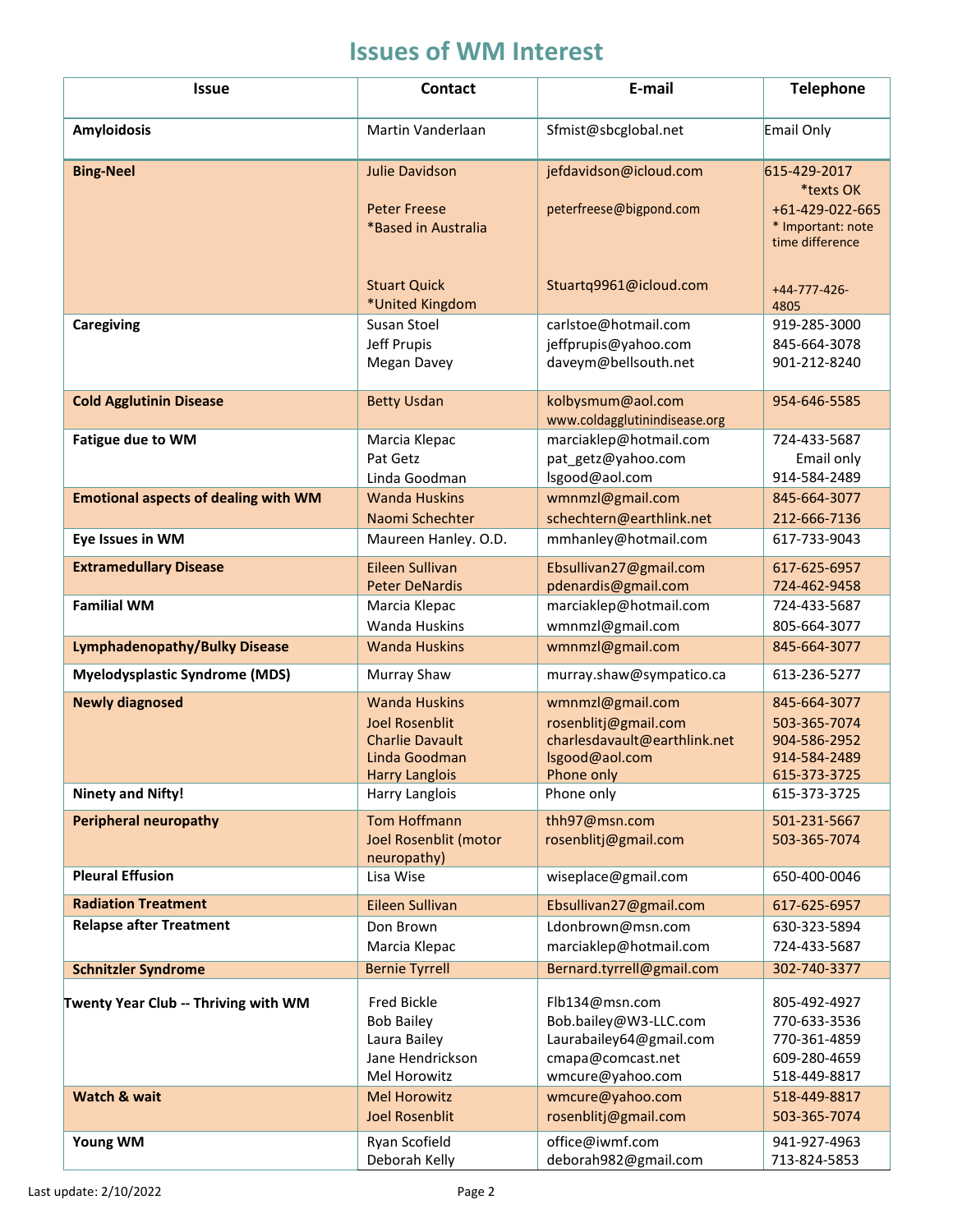# Issues of WM Interest

| Issue | Contact | E-mail | Telephone |
|---|---|---|---|
| **Amyloidosis** | Martin Vanderlaan | Sfmist@sbcglobal.net | Email Only |
| **Bing-Neel** | Julie Davidson | jefdavidson@icloud.com | 615-429-2017 *texts OK |
| | Peter Freese *Based in Australia | peterfreese@bigpond.com | +61-429-022-665 * Important: note time difference |
| | Stuart Quick *United Kingdom | Stuartq9961@icloud.com | +44-777-426-4805 |
| **Caregiving** | Susan Stoel | carlstoe@hotmail.com | 919-285-3000 |
| | Jeff Prupis | jeffprupis@yahoo.com | 845-664-3078 |
| | Megan Davey | daveym@bellsouth.net | 901-212-8240 |
| **Cold Agglutinin Disease** | Betty Usdan | kolbysmum@aol.com www.coldagglutinindisease.org | 954-646-5585 |
| **Fatigue due to WM** | Marcia Klepac | marciaklep@hotmail.com | 724-433-5687 |
| | Pat Getz | pat_getz@yahoo.com | Email only |
| | Linda Goodman | lsgood@aol.com | 914-584-2489 |
| **Emotional aspects of dealing with WM** | Wanda Huskins | wmnmzl@gmail.com | 845-664-3077 |
| | Naomi Schechter | schechtern@earthlink.net | 212-666-7136 |
| **Eye Issues in WM** | Maureen Hanley. O.D. | mmhanley@hotmail.com | 617-733-9043 |
| **Extramedullary Disease** | Eileen Sullivan | Ebsullivan27@gmail.com | 617-625-6957 |
| | Peter DeNardis | pdenardis@gmail.com | 724-462-9458 |
| **Familial WM** | Marcia Klepac | marciaklep@hotmail.com | 724-433-5687 |
| | Wanda Huskins | wmnmzl@gmail.com | 805-664-3077 |
| **Lymphadenopathy/Bulky Disease** | Wanda Huskins | wmnmzl@gmail.com | 845-664-3077 |
| **Myelodysplastic Syndrome (MDS)** | Murray Shaw | murray.shaw@sympatico.ca | 613-236-5277 |
| **Newly diagnosed** | Wanda Huskins | wmnmzl@gmail.com | 845-664-3077 |
| | Joel Rosenblit | rosenblitj@gmail.com | 503-365-7074 |
| | Charlie Davault | charlesdavault@earthlink.net | 904-586-2952 |
| | Linda Goodman | lsgood@aol.com | 914-584-2489 |
| | Harry Langlois | Phone only | 615-373-3725 |
| **Ninety and Nifty!** | Harry Langlois | Phone only | 615-373-3725 |
| **Peripheral neuropathy** | Tom Hoffmann | thh97@msn.com | 501-231-5667 |
| | Joel Rosenblit (motor neuropathy) | rosenblitj@gmail.com | 503-365-7074 |
| **Pleural Effusion** | Lisa Wise | wiseplace@gmail.com | 650-400-0046 |
| **Radiation Treatment** | Eileen Sullivan | Ebsullivan27@gmail.com | 617-625-6957 |
| **Relapse after Treatment** | Don Brown | Ldonbrown@msn.com | 630-323-5894 |
| | Marcia Klepac | marciaklep@hotmail.com | 724-433-5687 |
| **Schnitzler Syndrome** | Bernie Tyrrell | Bernard.tyrrell@gmail.com | 302-740-3377 |
| **Twenty Year Club -- Thriving with WM** | Fred Bickle | Flb134@msn.com | 805-492-4927 |
| | Bob Bailey | Bob.bailey@W3-LLC.com | 770-633-3536 |
| | Laura Bailey | Laurabailey64@gmail.com | 770-361-4859 |
| | Jane Hendrickson | cmapa@comcast.net | 609-280-4659 |
| | Mel Horowitz | wmcure@yahoo.com | 518-449-8817 |
| **Watch & wait** | Mel Horowitz | wmcure@yahoo.com | 518-449-8817 |
| | Joel Rosenblit | rosenblitj@gmail.com | 503-365-7074 |
| **Young WM** | Ryan Scofield | office@iwmf.com | 941-927-4963 |
| | Deborah Kelly | deborah982@gmail.com | 713-824-5853 |

Last update: 2/10/2022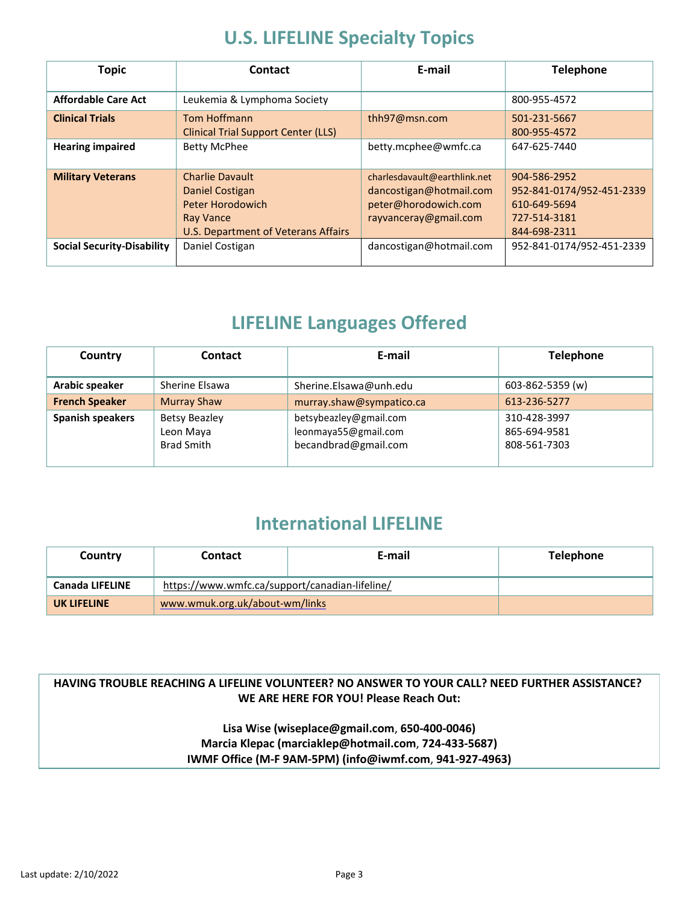# U.S. LIFELINE Specialty Topics

| Topic | Contact | E-mail | Telephone |
|---|---|---|---|
| **Affordable Care Act** | Leukemia & Lymphoma Society | | 800-955-4572 |
| **Clinical Trials** | Tom Hoffmann<br>Clinical Trial Support Center (LLS) | thh97@msn.com | 501-231-5667<br>800-955-4572 |
| **Hearing impaired** | Betty McPhee | betty.mcphee@wmfc.ca | 647-625-7440 |
| **Military Veterans** | Charlie Davault<br>Daniel Costigan<br>Peter Horodowich<br>Ray Vance<br>U.S. Department of Veterans Affairs | charlesdavault@earthlink.net<br>dancostigan@hotmail.com<br>peter@horodowich.com<br>rayvanceray@gmail.com | 904-586-2952<br>952-841-0174/952-451-2339<br>610-649-5694<br>727-514-3181<br>844-698-2311 |
| **Social Security-Disability** | Daniel Costigan | dancostigan@hotmail.com | 952-841-0174/952-451-2339 |

# LIFELINE Languages Offered

| Country | Contact | E-mail | Telephone |
|---|---|---|---|
| **Arabic speaker** | Sherine Elsawa | Sherine.Elsawa@unh.edu | 603-862-5359 (w) |
| **French Speaker** | Murray Shaw | murray.shaw@sympatico.ca | 613-236-5277 |
| **Spanish speakers** | Betsy Beazley<br>Leon Maya<br>Brad Smith | betsybeazley@gmail.com<br>leonmaya55@gmail.com<br>becandbrad@gmail.com | 310-428-3997<br>865-694-9581<br>808-561-7303 |

# International LIFELINE

| Country | Contact | E-mail | Telephone |
|---|---|---|---|
| **Canada LIFELINE** | https://www.wmfc.ca/support/canadian-lifeline/ | | |
| **UK LIFELINE** | www.wmuk.org.uk/about-wm/links | | |

**HAVING TROUBLE REACHING A LIFELINE VOLUNTEER? NO ANSWER TO YOUR CALL? NEED FURTHER ASSISTANCE? WE ARE HERE FOR YOU! Please Reach Out:**

**Lisa Wise (wiseplace@gmail.com, 650-400-0046)**
**Marcia Klepac (marciaklep@hotmail.com, 724-433-5687)**
**IWMF Office (M-F 9AM-5PM) (info@iwmf.com, 941-927-4963)**

Last update: 2/10/2022